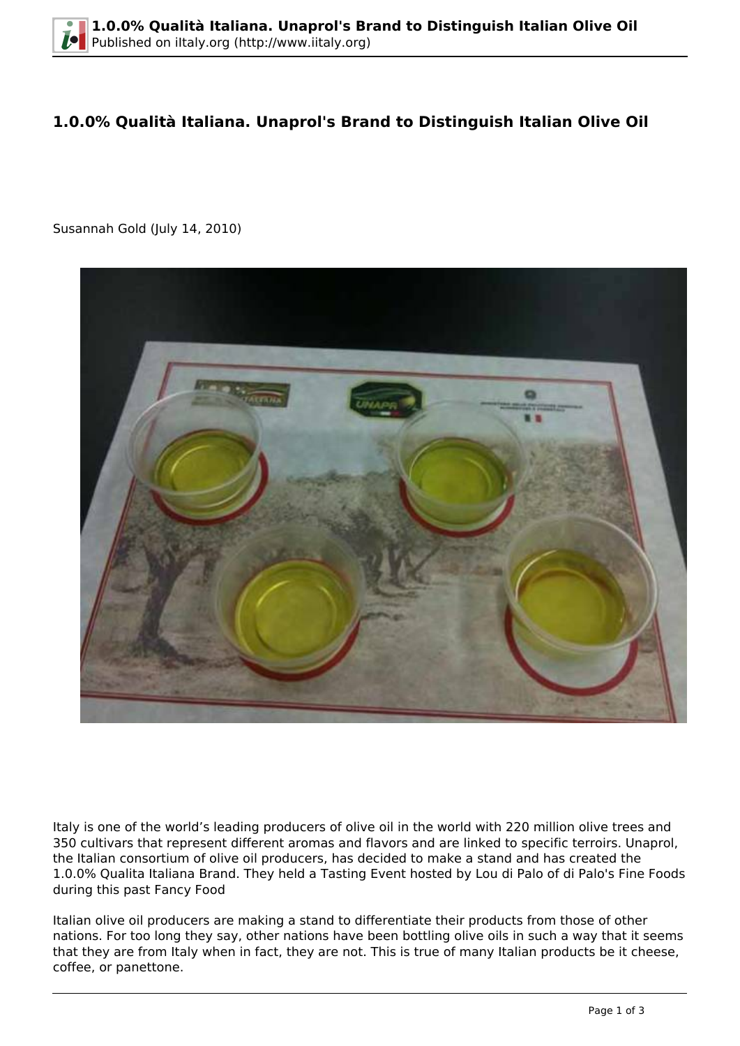# 1.0.0% Qualità Italiana. Unaprol's Brand to Distinguish Italian Olive Oil

Susannah Gold (July 14, 2010)

Italy is one of the world's leading producers of olive oil in the world with 220 million olive trees and 350 cultivars that represent different aromas and flavors and are linked to specific terroirs. Unaprol, the Italian consortium of olive oil producers, has decided to make a stand and has created the 1.0.0% Qualita Italiana Brand. They held a Tasting Event hosted by Lou di Palo of di Palo's Fine Foods during this past Fancy Food

Italian olive oil producers are making a stand to differentiate their products from those of other nations. For too long they say, other nations have been bottling olive oils in such a way that it seems that they are from Italy when in fact, they are not. This is true of many Italian products be it cheese, coffee, or panettone.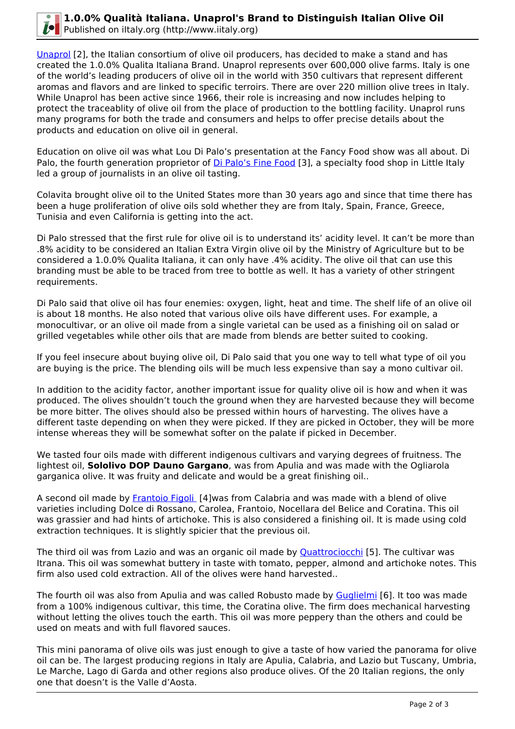[Unaprol](#) [2], the Italian consortium of olive oil producers, has decided to make a stand and has created the 1.0.0% Qualita Italiana Brand. Unaprol represents over 600,000 olive farms. Italy is one of the world's leading producers of olive oil in the world with 350 cultivars that represent different aromas and flavors and are linked to specific terroirs. There are over 220 million olive trees in Italy. While Unaprol has been active since 1966, their role is increasing and now includes helping to protect the traceablity of olive oil from the place of production to the bottling facility. Unaprol runs many programs for both the trade and consumers and helps to offer precise details about the products and education on olive oil in general.

Education on olive oil was what Lou Di Palo's presentation at the Fancy Food show was all about. Di Palo, the fourth generation proprietor of [Di Palo's Fine Food](#) [3], a specialty food shop in Little Italy led a group of journalists in an olive oil tasting.

Colavita brought olive oil to the United States more than 30 years ago and since that time there has been a huge proliferation of olive oils sold whether they are from Italy, Spain, France, Greece, Tunisia and even California is getting into the act.

Di Palo stressed that the first rule for olive oil is to understand its' acidity level. It can't be more than .8% acidity to be considered an Italian Extra Virgin olive oil by the Ministry of Agriculture but to be considered a 1.0.0% Qualita Italiana, it can only have .4% acidity. The olive oil that can use this branding must be able to be traced from tree to bottle as well. It has a variety of other stringent requirements.

Di Palo said that olive oil has four enemies: oxygen, light, heat and time. The shelf life of an olive oil is about 18 months. He also noted that various olive oils have different uses. For example, a monocultivar, or an olive oil made from a single varietal can be used as a finishing oil on salad or grilled vegetables while other oils that are made from blends are better suited to cooking.

If you feel insecure about buying olive oil, Di Palo said that you one way to tell what type of oil you are buying is the price. The blending oils will be much less expensive than say a mono cultivar oil.

In addition to the acidity factor, another important issue for quality olive oil is how and when it was produced. The olives shouldn't touch the ground when they are harvested because they will become be more bitter. The olives should also be pressed within hours of harvesting. The olives have a different taste depending on when they were picked. If they are picked in October, they will be more intense whereas they will be somewhat softer on the palate if picked in December.

We tasted four oils made with different indigenous cultivars and varying degrees of fruitness. The lightest oil, **Sololivo DOP Dauno Gargano**, was from Apulia and was made with the Ogliarola garganica olive. It was fruity and delicate and would be a great finishing oil..

A second oil made by [Frantoio Figoli](#) [4]was from Calabria and was made with a blend of olive varieties including Dolce di Rossano, Carolea, Frantoio, Nocellara del Belice and Coratina. This oil was grassier and had hints of artichoke. This is also considered a finishing oil. It is made using cold extraction techniques. It is slightly spicier that the previous oil.

The third oil was from Lazio and was an organic oil made by [Quattrociocchi](#) [5]. The cultivar was Itrana. This oil was somewhat buttery in taste with tomato, pepper, almond and artichoke notes. This firm also used cold extraction. All of the olives were hand harvested..

The fourth oil was also from Apulia and was called Robusto made by [Guglielmi](#) [6]. It too was made from a 100% indigenous cultivar, this time, the Coratina olive. The firm does mechanical harvesting without letting the olives touch the earth. This oil was more peppery than the others and could be used on meats and with full flavored sauces.

This mini panorama of olive oils was just enough to give a taste of how varied the panorama for olive oil can be. The largest producing regions in Italy are Apulia, Calabria, and Lazio but Tuscany, Umbria, Le Marche, Lago di Garda and other regions also produce olives. Of the 20 Italian regions, the only one that doesn't is the Valle d'Aosta.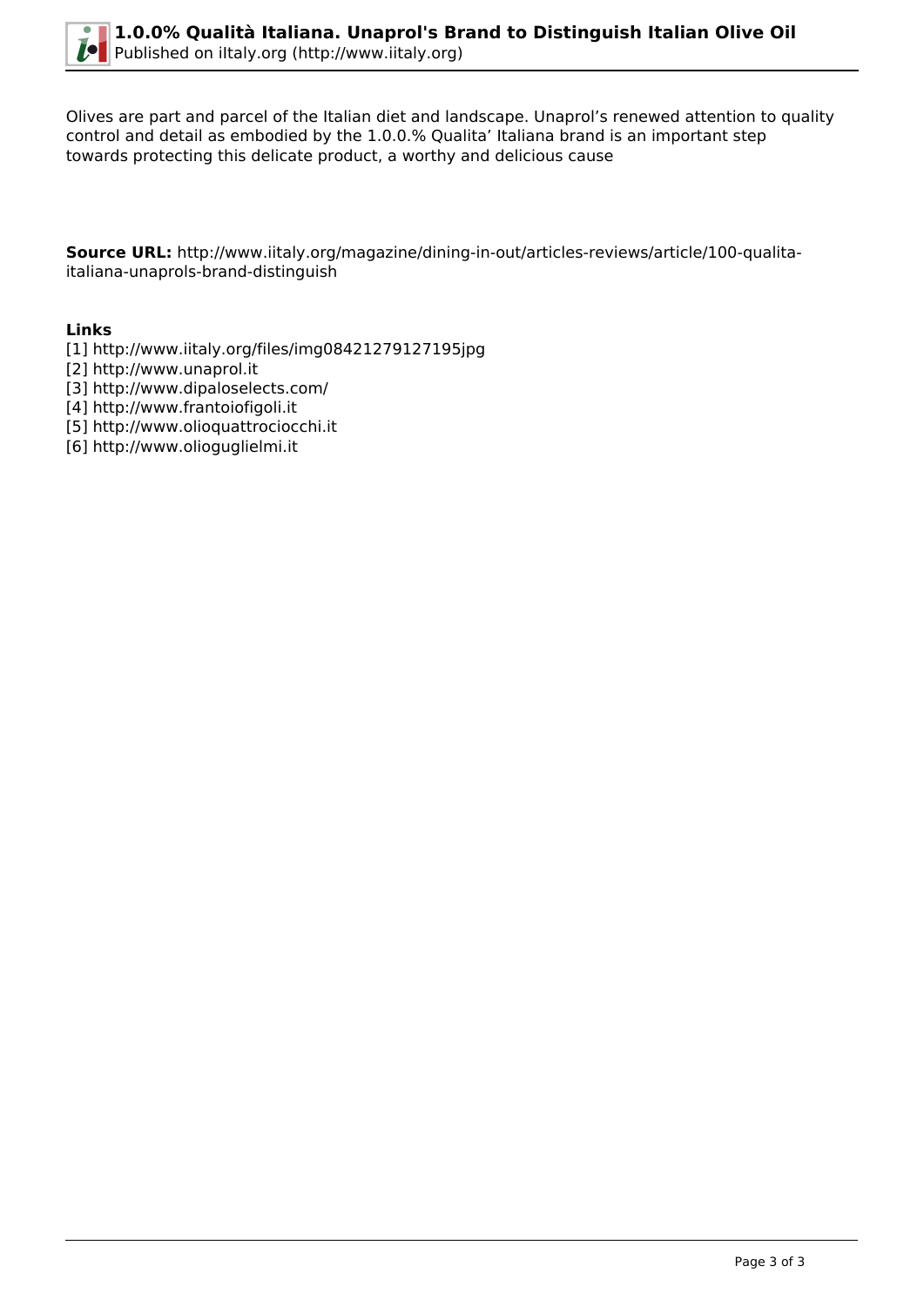Olives are part and parcel of the Italian diet and landscape. Unaprol's renewed attention to quality control and detail as embodied by the 1.0.0.% Qualita' Italiana brand is an important step towards protecting this delicate product, a worthy and delicious cause

**Source URL:** http://www.iitaly.org/magazine/dining-in-out/articles-reviews/article/100-qualita-italiana-unaprols-brand-distinguish

**Links**

[1] http://www.iitaly.org/files/img08421279127195jpg
[2] http://www.unaprol.it
[3] http://www.dipaloselects.com/
[4] http://www.frantoiofigoli.it
[5] http://www.olioquattrociocchi.it
[6] http://www.olioguglielmi.it